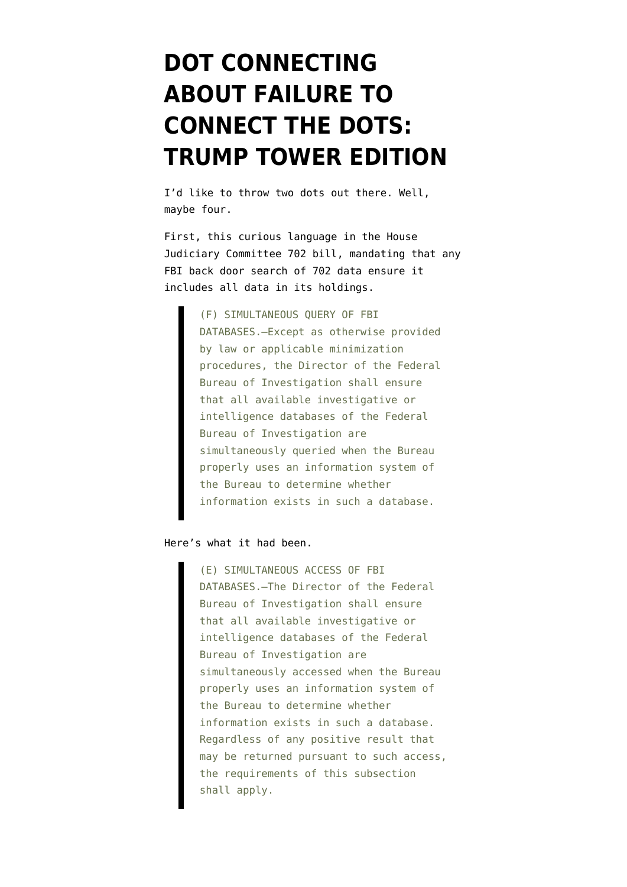# DOT CONNECTING ABOUT FAILURE TO CONNECT THE DOTS: TRUMP TOWER EDITION

I'd like to throw two dots out there. Well, maybe four.

First, this curious language in the House Judiciary Committee 702 bill, mandating that any FBI back door search of 702 data ensure it includes all data in its holdings.

> (F) SIMULTANEOUS QUERY OF FBI DATABASES.—Except as otherwise provided by law or applicable minimization procedures, the Director of the Federal Bureau of Investigation shall ensure that all available investigative or intelligence databases of the Federal Bureau of Investigation are simultaneously queried when the Bureau properly uses an information system of the Bureau to determine whether information exists in such a database.

Here's what it had been.

> (E) SIMULTANEOUS ACCESS OF FBI DATABASES.—The Director of the Federal Bureau of Investigation shall ensure that all available investigative or intelligence databases of the Federal Bureau of Investigation are simultaneously accessed when the Bureau properly uses an information system of the Bureau to determine whether information exists in such a database. Regardless of any positive result that may be returned pursuant to such access, the requirements of this subsection shall apply.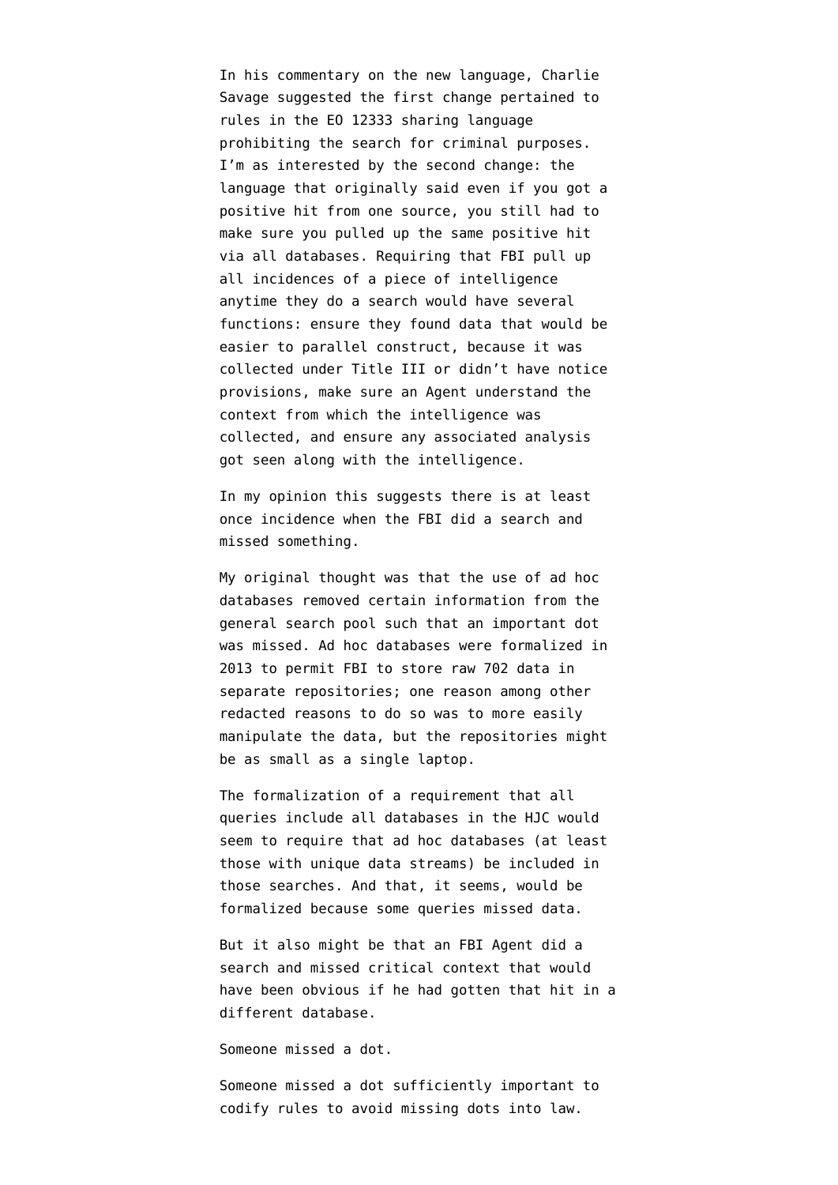In his commentary on the new language, Charlie Savage suggested the first change pertained to rules in the EO 12333 sharing language prohibiting the search for criminal purposes. I'm as interested by the second change: the language that originally said even if you got a positive hit from one source, you still had to make sure you pulled up the same positive hit via all databases. Requiring that FBI pull up all incidences of a piece of intelligence anytime they do a search would have several functions: ensure they found data that would be easier to parallel construct, because it was collected under Title III or didn't have notice provisions, make sure an Agent understand the context from which the intelligence was collected, and ensure any associated analysis got seen along with the intelligence.

In my opinion this suggests there is at least once incidence when the FBI did a search and missed something.

My original thought was that the use of ad hoc databases removed certain information from the general search pool such that an important dot was missed. Ad hoc databases were formalized in 2013 to permit FBI to store raw 702 data in separate repositories; one reason among other redacted reasons to do so was to more easily manipulate the data, but the repositories might be as small as a single laptop.

The formalization of a requirement that all queries include all databases in the HJC would seem to require that ad hoc databases (at least those with unique data streams) be included in those searches. And that, it seems, would be formalized because some queries missed data.

But it also might be that an FBI Agent did a search and missed critical context that would have been obvious if he had gotten that hit in a different database.

Someone missed a dot.

Someone missed a dot sufficiently important to codify rules to avoid missing dots into law.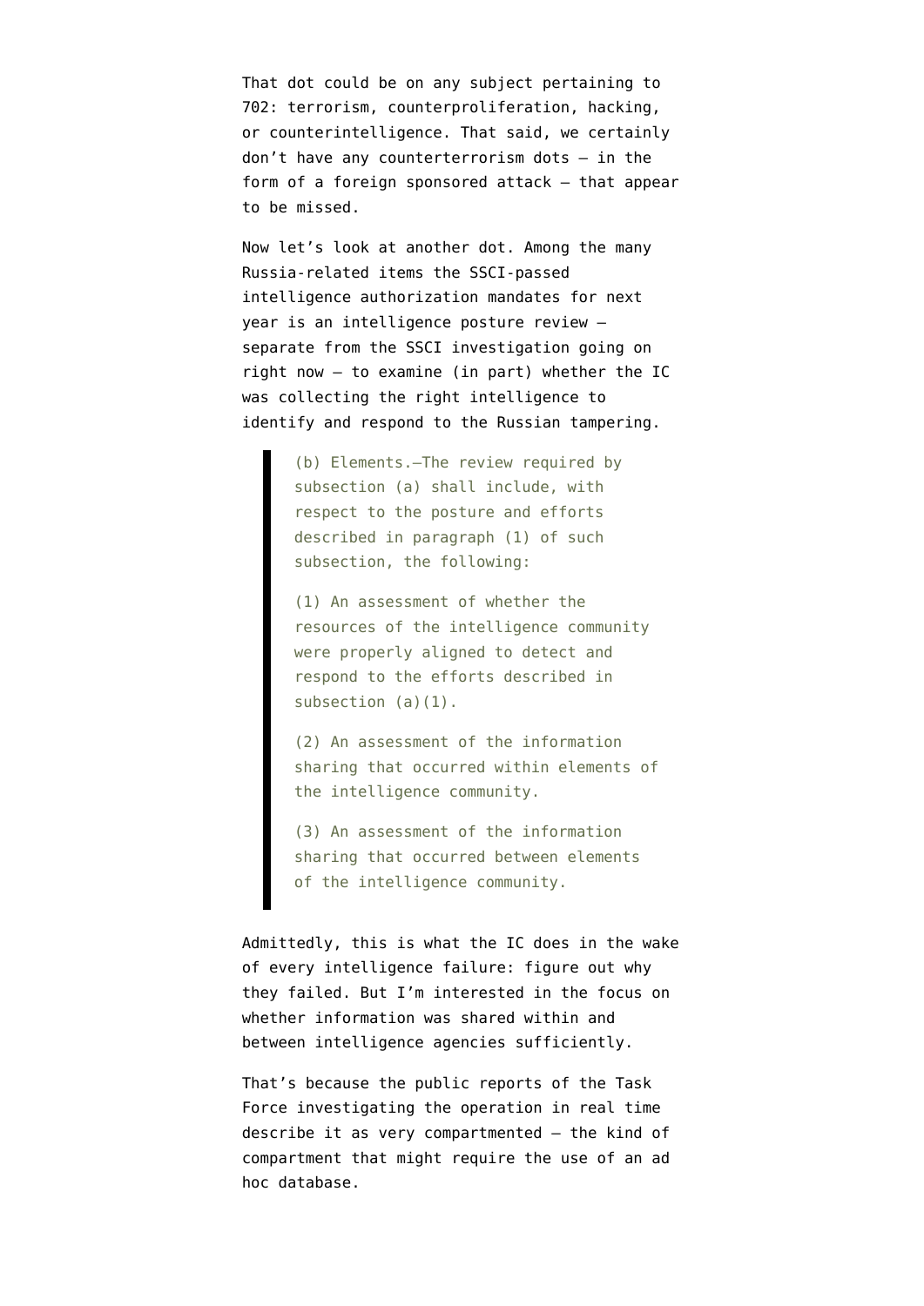That dot could be on any subject pertaining to 702: terrorism, counterproliferation, hacking, or counterintelligence. That said, we certainly don't have any counterterrorism dots — in the form of a foreign sponsored attack — that appear to be missed.

Now let's look at another dot. Among the many Russia-related items the SSCI-passed intelligence authorization mandates for next year is an intelligence posture review — separate from the SSCI investigation going on right now — to examine (in part) whether the IC was collecting the right intelligence to identify and respond to the Russian tampering.

> (b) Elements.—The review required by subsection (a) shall include, with respect to the posture and efforts described in paragraph (1) of such subsection, the following:
>
> (1) An assessment of whether the resources of the intelligence community were properly aligned to detect and respond to the efforts described in subsection (a)(1).
>
> (2) An assessment of the information sharing that occurred within elements of the intelligence community.
>
> (3) An assessment of the information sharing that occurred between elements of the intelligence community.

Admittedly, this is what the IC does in the wake of every intelligence failure: figure out why they failed. But I'm interested in the focus on whether information was shared within and between intelligence agencies sufficiently.

That's because the public reports of the Task Force investigating the operation in real time describe it as very compartmented — the kind of compartment that might require the use of an ad hoc database.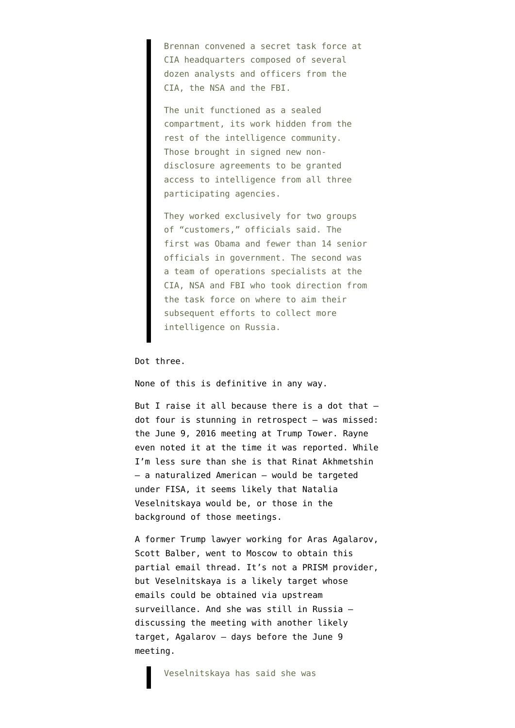> Brennan convened a secret task force at CIA headquarters composed of several dozen analysts and officers from the CIA, the NSA and the FBI.
>
> The unit functioned as a sealed compartment, its work hidden from the rest of the intelligence community. Those brought in signed new non-disclosure agreements to be granted access to intelligence from all three participating agencies.
>
> They worked exclusively for two groups of "customers," officials said. The first was Obama and fewer than 14 senior officials in government. The second was a team of operations specialists at the CIA, NSA and FBI who took direction from the task force on where to aim their subsequent efforts to collect more intelligence on Russia.

Dot three.

None of this is definitive in any way.

But I raise it all because there is a dot that — dot four is stunning in retrospect — was missed: the June 9, 2016 meeting at Trump Tower. Rayne even noted it at the time it was reported. While I'm less sure than she is that Rinat Akhmetshin — a naturalized American — would be targeted under FISA, it seems likely that Natalia Veselnitskaya would be, or those in the background of those meetings.

A former Trump lawyer working for Aras Agalarov, Scott Balber, went to Moscow to obtain this partial email thread. It's not a PRISM provider, but Veselnitskaya is a likely target whose emails could be obtained via upstream surveillance. And she was still in Russia — discussing the meeting with another likely target, Agalarov — days before the June 9 meeting.

> Veselnitskaya has said she was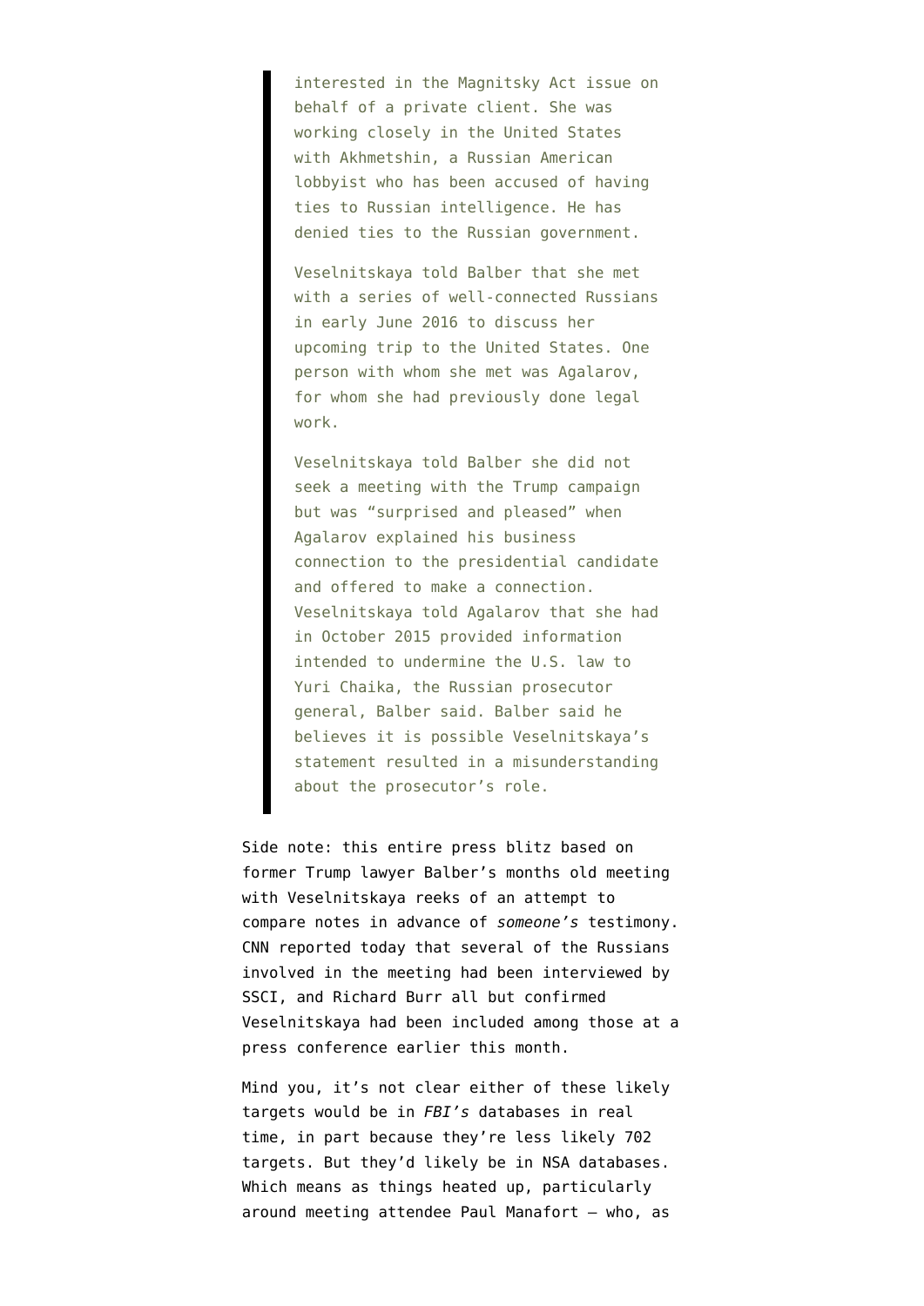> interested in the Magnitsky Act issue on behalf of a private client. She was working closely in the United States with Akhmetshin, a Russian American lobbyist who has been accused of having ties to Russian intelligence. He has denied ties to the Russian government.
>
> Veselnitskaya told Balber that she met with a series of well-connected Russians in early June 2016 to discuss her upcoming trip to the United States. One person with whom she met was Agalarov, for whom she had previously done legal work.
>
> Veselnitskaya told Balber she did not seek a meeting with the Trump campaign but was "surprised and pleased" when Agalarov explained his business connection to the presidential candidate and offered to make a connection. Veselnitskaya told Agalarov that she had in October 2015 provided information intended to undermine the U.S. law to Yuri Chaika, the Russian prosecutor general, Balber said. Balber said he believes it is possible Veselnitskaya's statement resulted in a misunderstanding about the prosecutor's role.

Side note: this entire press blitz based on former Trump lawyer Balber's months old meeting with Veselnitskaya reeks of an attempt to compare notes in advance of *someone's* testimony. CNN reported today that several of the Russians involved in the meeting had been interviewed by SSCI, and Richard Burr all but confirmed Veselnitskaya had been included among those at a press conference earlier this month.

Mind you, it's not clear either of these likely targets would be in *FBI's* databases in real time, in part because they're less likely 702 targets. But they'd likely be in NSA databases. Which means as things heated up, particularly around meeting attendee Paul Manafort — who, as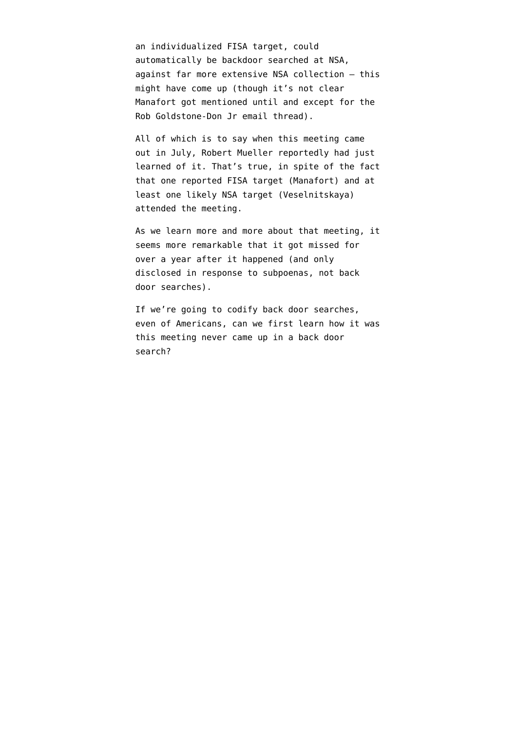an individualized FISA target, could automatically be backdoor searched at NSA, against far more extensive NSA collection — this might have come up (though it's not clear Manafort got mentioned until and except for the Rob Goldstone-Don Jr email thread).

All of which is to say when this meeting came out in July, Robert Mueller reportedly had just learned of it. That's true, in spite of the fact that one reported FISA target (Manafort) and at least one likely NSA target (Veselnitskaya) attended the meeting.

As we learn more and more about that meeting, it seems more remarkable that it got missed for over a year after it happened (and only disclosed in response to subpoenas, not back door searches).

If we're going to codify back door searches, even of Americans, can we first learn how it was this meeting never came up in a back door search?